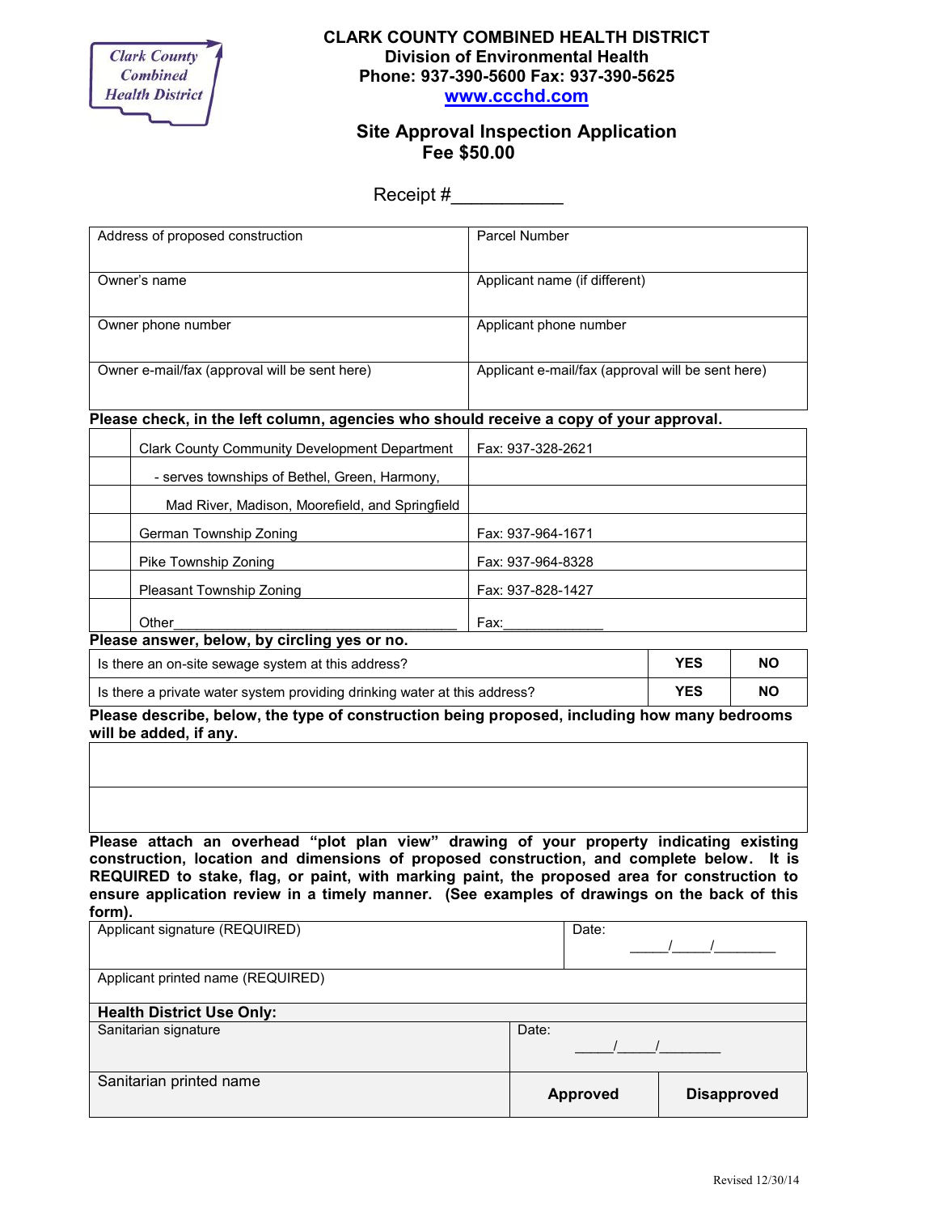Clark County Combined Health District

# CLARK COUNTY COMBINED HEALTH DISTRICT

**Division of Environmental Health**

**Phone: 937-390-5600 Fax: 937-390-5625**

**www.ccchd.com**

## Site Approval Inspection Application

**Fee $50.00**

Receipt #___________

| Address of proposed construction | Parcel Number |
|---|---|
| Owner's name | Applicant name (if different) |
| Owner phone number | Applicant phone number |
| Owner e-mail/fax (approval will be sent here) | Applicant e-mail/fax (approval will be sent here) |

**Please check, in the left column, agencies who should receive a copy of your approval.**

| | Agency | Fax |
|---|---|---|
| | Clark County Community Development Department | Fax: 937-328-2621 |
| | - serves townships of Bethel, Green, Harmony, | |
| | Mad River, Madison, Moorefield, and Springfield | |
| | German Township Zoning | Fax: 937-964-1671 |
| | Pike Township Zoning | Fax: 937-964-8328 |
| | Pleasant Township Zoning | Fax: 937-828-1427 |
| | Other___________________________________ | Fax:_____________ |

**Please answer, below, by circling yes or no.**

| Question | | |
|---|---|---|
| Is there an on-site sewage system at this address? | **YES** | **NO** |
| Is there a private water system providing drinking water at this address? | **YES** | **NO** |

**Please describe, below, the type of construction being proposed, including how many bedrooms will be added, if any.**

| |
|---|
| |
| |

**Please attach an overhead "plot plan view" drawing of your property indicating existing construction, location and dimensions of proposed construction, and complete below. It is REQUIRED to stake, flag, or paint, with marking paint, the proposed area for construction to ensure application review in a timely manner. (See examples of drawings on the back of this form).**

| Applicant signature (REQUIRED) | Date: _____/_____/________ |
|---|---|
| Applicant printed name (REQUIRED) | |

| **Health District Use Only:** | | |
|---|---|---|
| Sanitarian signature | Date: _____/_____/________ | |
| Sanitarian printed name | **Approved** | **Disapproved** |

Revised 12/30/14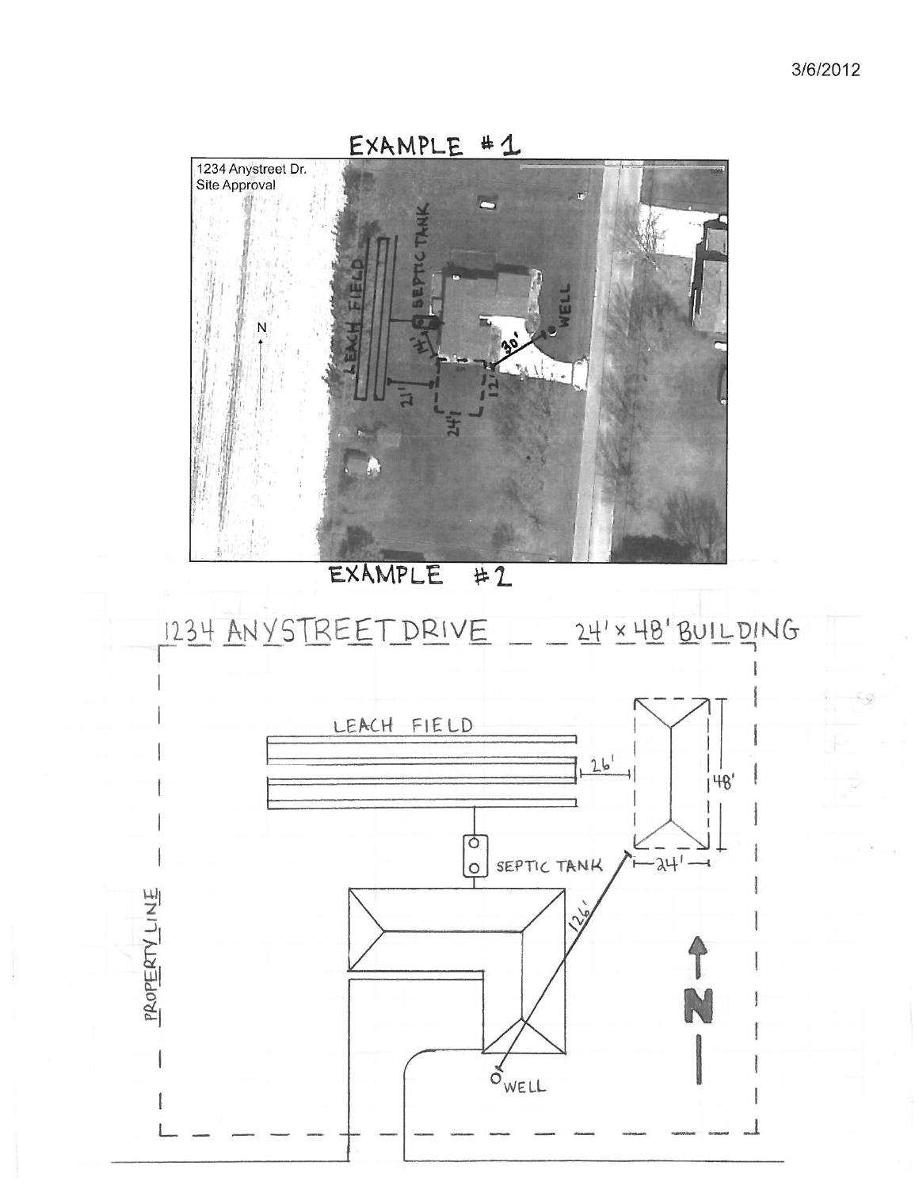3/6/2012

# EXAMPLE #1

1234 Anystreet Dr.
Site Approval

LEACH FIELD

SEPTIC TANK

WELL

N

14'

30'

21'

12'

24'

# EXAMPLE #2

1234 ANYSTREET DRIVE 24' x 48' BUILDING

LEACH FIELD

26'

48'

SEPTIC TANK

24'

126'

PROPERTY LINE

WELL

N